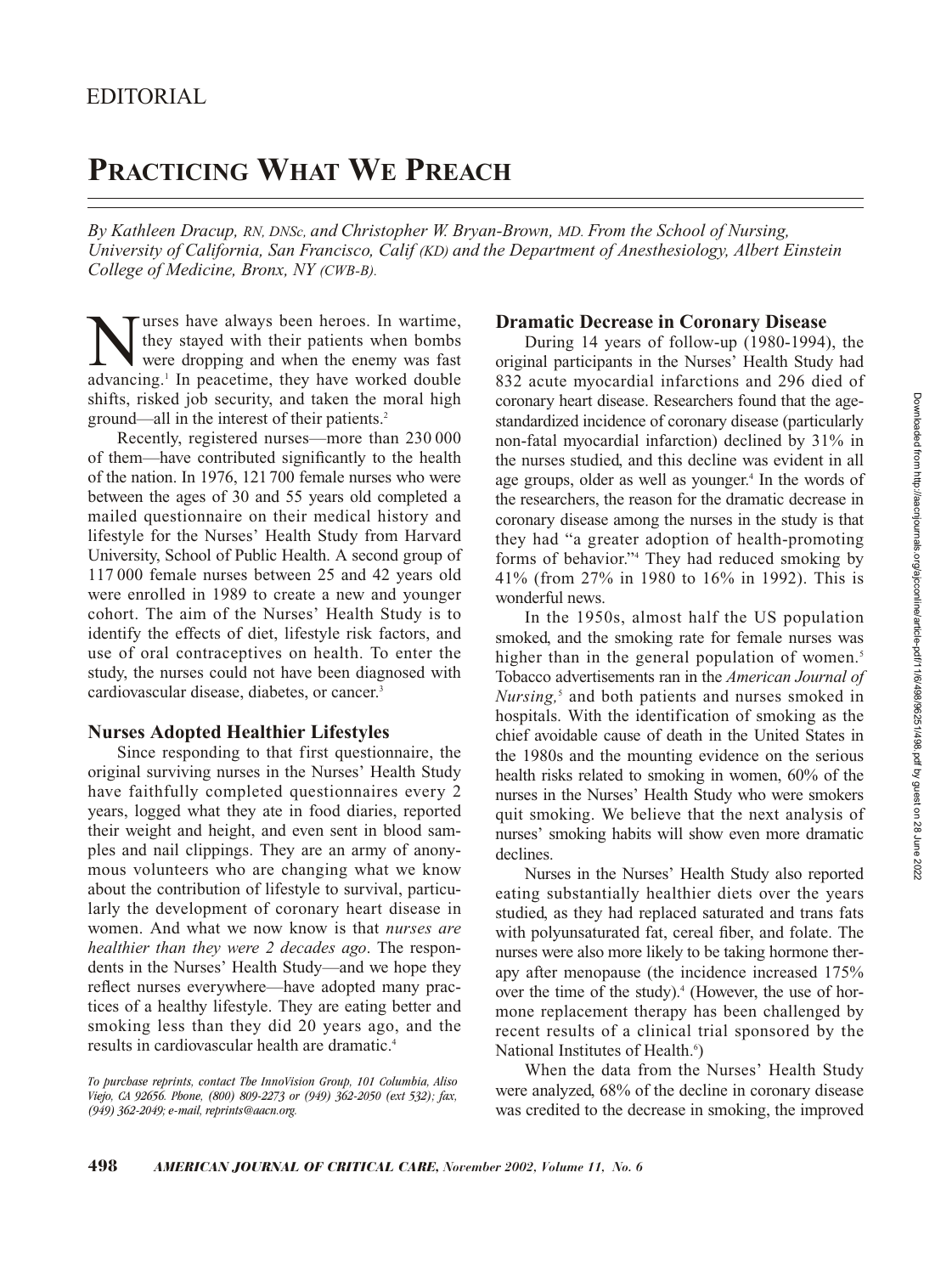EDITORIAL

# Practicing What We Preach

*By Kathleen Dracup, RN, DNSc, and Christopher W. Bryan-Brown, MD. From the School of Nursing, University of California, San Francisco, Calif (KD) and the Department of Anesthesiology, Albert Einstein College of Medicine, Bronx, NY (CWB-B).*

Nurses have always been heroes. In wartime, they stayed with their patients when bombs were dropping and when the enemy was fast advancing.[1] In peacetime, they have worked double shifts, risked job security, and taken the moral high ground—all in the interest of their patients.[2]

Recently, registered nurses—more than 230 000 of them—have contributed significantly to the health of the nation. In 1976, 121 700 female nurses who were between the ages of 30 and 55 years old completed a mailed questionnaire on their medical history and lifestyle for the Nurses' Health Study from Harvard University, School of Public Health. A second group of 117 000 female nurses between 25 and 42 years old were enrolled in 1989 to create a new and younger cohort. The aim of the Nurses' Health Study is to identify the effects of diet, lifestyle risk factors, and use of oral contraceptives on health. To enter the study, the nurses could not have been diagnosed with cardiovascular disease, diabetes, or cancer.[3]

## Nurses Adopted Healthier Lifestyles

Since responding to that first questionnaire, the original surviving nurses in the Nurses' Health Study have faithfully completed questionnaires every 2 years, logged what they ate in food diaries, reported their weight and height, and even sent in blood samples and nail clippings. They are an army of anonymous volunteers who are changing what we know about the contribution of lifestyle to survival, particularly the development of coronary heart disease in women. And what we now know is that *nurses are healthier than they were 2 decades ago*. The respondents in the Nurses' Health Study—and we hope they reflect nurses everywhere—have adopted many practices of a healthy lifestyle. They are eating better and smoking less than they did 20 years ago, and the results in cardiovascular health are dramatic.[4]

*To purchase reprints, contact The InnoVision Group, 101 Columbia, Aliso Viejo, CA 92656. Phone, (800) 809-2273 or (949) 362-2050 (ext 532); fax, (949) 362-2049; e-mail, reprints@aacn.org.*

## Dramatic Decrease in Coronary Disease

During 14 years of follow-up (1980-1994), the original participants in the Nurses' Health Study had 832 acute myocardial infarctions and 296 died of coronary heart disease. Researchers found that the age-standardized incidence of coronary disease (particularly non-fatal myocardial infarction) declined by 31% in the nurses studied, and this decline was evident in all age groups, older as well as younger.[4] In the words of the researchers, the reason for the dramatic decrease in coronary disease among the nurses in the study is that they had "a greater adoption of health-promoting forms of behavior."[4] They had reduced smoking by 41% (from 27% in 1980 to 16% in 1992). This is wonderful news.

In the 1950s, almost half the US population smoked, and the smoking rate for female nurses was higher than in the general population of women.[5] Tobacco advertisements ran in the *American Journal of Nursing,*[5] and both patients and nurses smoked in hospitals. With the identification of smoking as the chief avoidable cause of death in the United States in the 1980s and the mounting evidence on the serious health risks related to smoking in women, 60% of the nurses in the Nurses' Health Study who were smokers quit smoking. We believe that the next analysis of nurses' smoking habits will show even more dramatic declines.

Nurses in the Nurses' Health Study also reported eating substantially healthier diets over the years studied, as they had replaced saturated and trans fats with polyunsaturated fat, cereal fiber, and folate. The nurses were also more likely to be taking hormone therapy after menopause (the incidence increased 175% over the time of the study).[4] (However, the use of hormone replacement therapy has been challenged by recent results of a clinical trial sponsored by the National Institutes of Health.[6])

When the data from the Nurses' Health Study were analyzed, 68% of the decline in coronary disease was credited to the decrease in smoking, the improved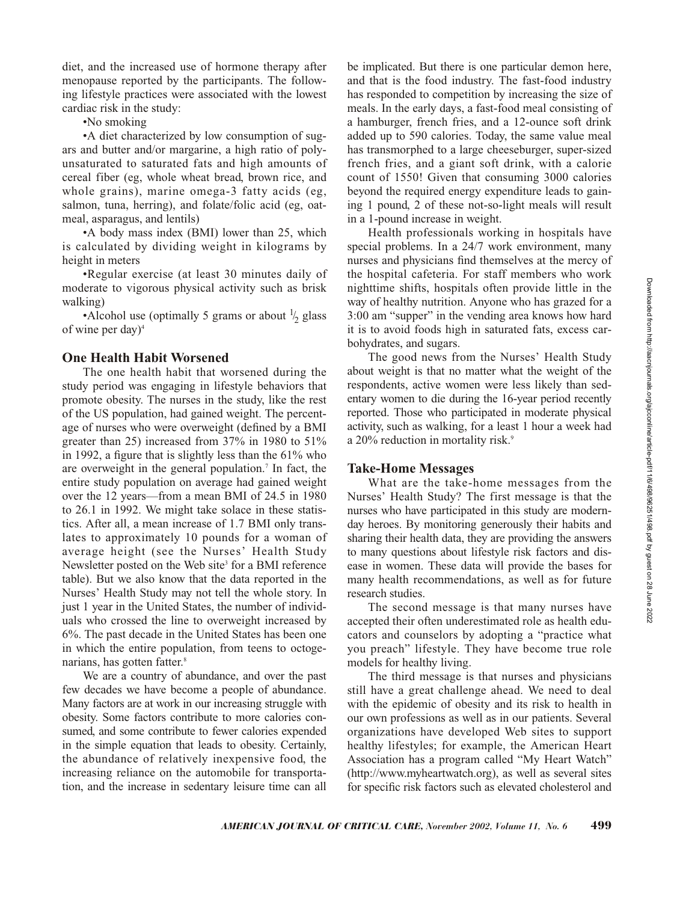diet, and the increased use of hormone therapy after menopause reported by the participants. The following lifestyle practices were associated with the lowest cardiac risk in the study:

•No smoking

•A diet characterized by low consumption of sugars and butter and/or margarine, a high ratio of polyunsaturated to saturated fats and high amounts of cereal fiber (eg, whole wheat bread, brown rice, and whole grains), marine omega-3 fatty acids (eg, salmon, tuna, herring), and folate/folic acid (eg, oatmeal, asparagus, and lentils)

•A body mass index (BMI) lower than 25, which is calculated by dividing weight in kilograms by height in meters

•Regular exercise (at least 30 minutes daily of moderate to vigorous physical activity such as brisk walking)

•Alcohol use (optimally 5 grams or about $\frac{1}{2}$ glass of wine per day)[4]

## One Health Habit Worsened

The one health habit that worsened during the study period was engaging in lifestyle behaviors that promote obesity. The nurses in the study, like the rest of the US population, had gained weight. The percentage of nurses who were overweight (defined by a BMI greater than 25) increased from 37% in 1980 to 51% in 1992, a figure that is slightly less than the 61% who are overweight in the general population.[7] In fact, the entire study population on average had gained weight over the 12 years—from a mean BMI of 24.5 in 1980 to 26.1 in 1992. We might take solace in these statistics. After all, a mean increase of 1.7 BMI only translates to approximately 10 pounds for a woman of average height (see the Nurses' Health Study Newsletter posted on the Web site[3] for a BMI reference table). But we also know that the data reported in the Nurses' Health Study may not tell the whole story. In just 1 year in the United States, the number of individuals who crossed the line to overweight increased by 6%. The past decade in the United States has been one in which the entire population, from teens to octogenarians, has gotten fatter.[8]

We are a country of abundance, and over the past few decades we have become a people of abundance. Many factors are at work in our increasing struggle with obesity. Some factors contribute to more calories consumed, and some contribute to fewer calories expended in the simple equation that leads to obesity. Certainly, the abundance of relatively inexpensive food, the increasing reliance on the automobile for transportation, and the increase in sedentary leisure time can all be implicated. But there is one particular demon here, and that is the food industry. The fast-food industry has responded to competition by increasing the size of meals. In the early days, a fast-food meal consisting of a hamburger, french fries, and a 12-ounce soft drink added up to 590 calories. Today, the same value meal has transmorphed to a large cheeseburger, super-sized french fries, and a giant soft drink, with a calorie count of 1550! Given that consuming 3000 calories beyond the required energy expenditure leads to gaining 1 pound, 2 of these not-so-light meals will result in a 1-pound increase in weight.

Health professionals working in hospitals have special problems. In a 24/7 work environment, many nurses and physicians find themselves at the mercy of the hospital cafeteria. For staff members who work nighttime shifts, hospitals often provide little in the way of healthy nutrition. Anyone who has grazed for a 3:00 am "supper" in the vending area knows how hard it is to avoid foods high in saturated fats, excess carbohydrates, and sugars.

The good news from the Nurses' Health Study about weight is that no matter what the weight of the respondents, active women were less likely than sedentary women to die during the 16-year period recently reported. Those who participated in moderate physical activity, such as walking, for a least 1 hour a week had a 20% reduction in mortality risk.[9]

## Take-Home Messages

What are the take-home messages from the Nurses' Health Study? The first message is that the nurses who have participated in this study are modern-day heroes. By monitoring generously their habits and sharing their health data, they are providing the answers to many questions about lifestyle risk factors and disease in women. These data will provide the bases for many health recommendations, as well as for future research studies.

The second message is that many nurses have accepted their often underestimated role as health educators and counselors by adopting a "practice what you preach" lifestyle. They have become true role models for healthy living.

The third message is that nurses and physicians still have a great challenge ahead. We need to deal with the epidemic of obesity and its risk to health in our own professions as well as in our patients. Several organizations have developed Web sites to support healthy lifestyles; for example, the American Heart Association has a program called "My Heart Watch" (http://www.myheartwatch.org), as well as several sites for specific risk factors such as elevated cholesterol and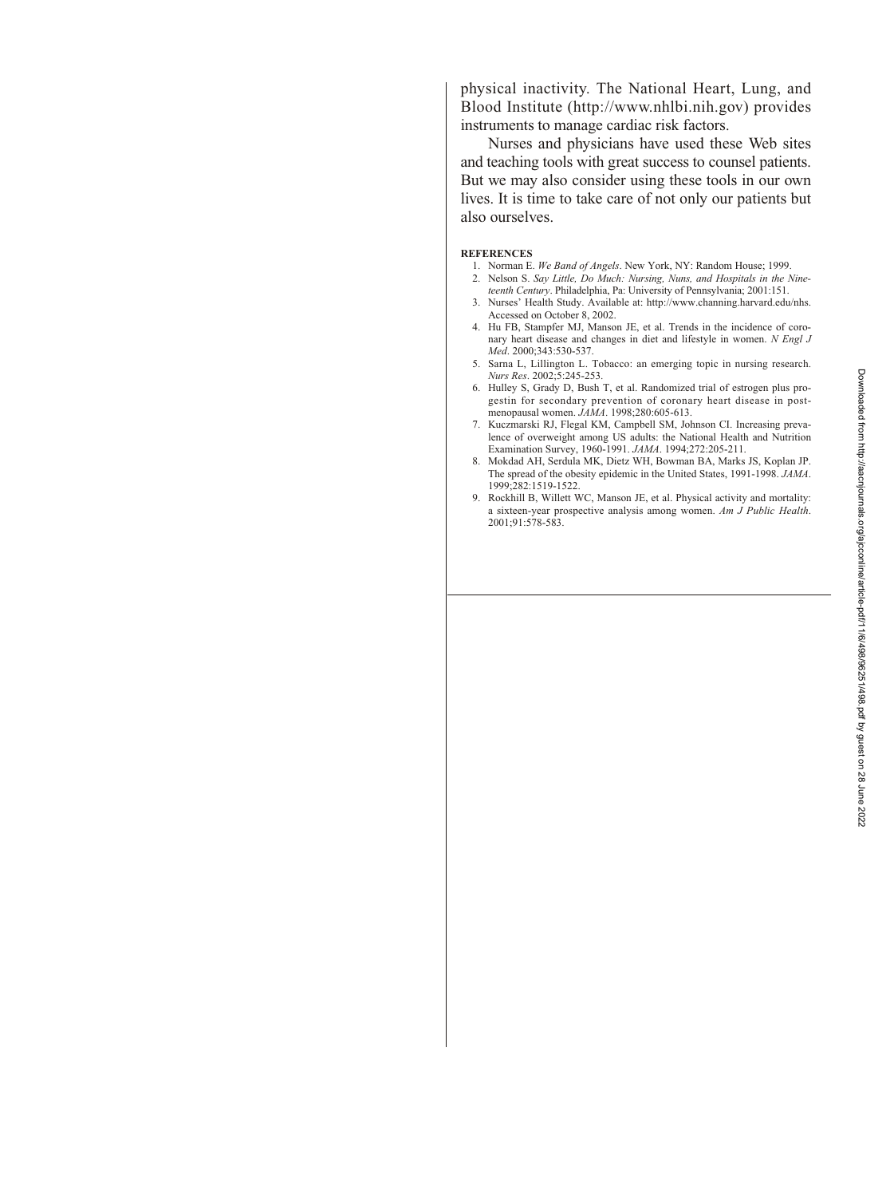physical inactivity. The National Heart, Lung, and Blood Institute (http://www.nhlbi.nih.gov) provides instruments to manage cardiac risk factors.

Nurses and physicians have used these Web sites and teaching tools with great success to counsel patients. But we may also consider using these tools in our own lives. It is time to take care of not only our patients but also ourselves.

**REFERENCES**

1. Norman E. *We Band of Angels*. New York, NY: Random House; 1999.
2. Nelson S. *Say Little, Do Much: Nursing, Nuns, and Hospitals in the Nineteenth Century*. Philadelphia, Pa: University of Pennsylvania; 2001:151.
3. Nurses' Health Study. Available at: http://www.channing.harvard.edu/nhs. Accessed on October 8, 2002.
4. Hu FB, Stampfer MJ, Manson JE, et al. Trends in the incidence of coronary heart disease and changes in diet and lifestyle in women. *N Engl J Med*. 2000;343:530-537.
5. Sarna L, Lillington L. Tobacco: an emerging topic in nursing research. *Nurs Res*. 2002;5:245-253.
6. Hulley S, Grady D, Bush T, et al. Randomized trial of estrogen plus progestin for secondary prevention of coronary heart disease in postmenopausal women. *JAMA*. 1998;280:605-613.
7. Kuczmarski RJ, Flegal KM, Campbell SM, Johnson CI. Increasing prevalence of overweight among US adults: the National Health and Nutrition Examination Survey, 1960-1991. *JAMA*. 1994;272:205-211.
8. Mokdad AH, Serdula MK, Dietz WH, Bowman BA, Marks JS, Koplan JP. The spread of the obesity epidemic in the United States, 1991-1998. *JAMA*. 1999;282:1519-1522.
9. Rockhill B, Willett WC, Manson JE, et al. Physical activity and mortality: a sixteen-year prospective analysis among women. *Am J Public Health*. 2001;91:578-583.